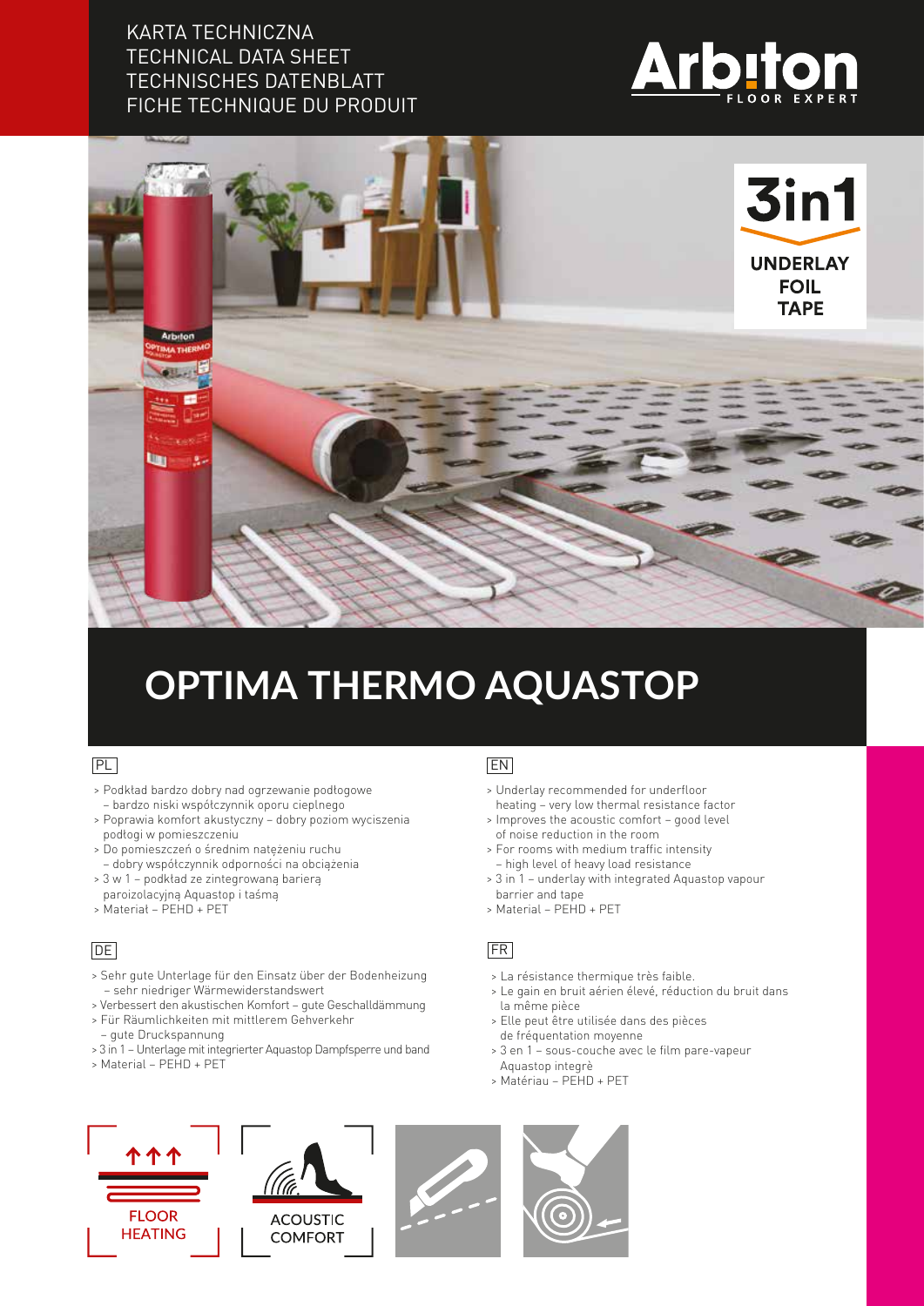KARTA TECHNICZNA
TECHNICAL DATA SHEET
TECHNISCHES DATENBLATT
FICHE TECHNIQUE DU PRODUIT

**3in1**

**UNDERLAY**
**FOIL**
**TAPE**

# OPTIMA THERMO AQUASTOP

## PL

- Podkład bardzo dobry nad ogrzewanie podłogowe – bardzo niski współczynnik oporu cieplnego
- Poprawia komfort akustyczny – dobry poziom wyciszenia podłogi w pomieszczeniu
- Do pomieszczeń o średnim natężeniu ruchu – dobry współczynnik odporności na obciążenia
- 3 w 1 – podkład ze zintegrowaną barierą paroizolacyjną Aquastop i taśmą
- Materiał – PEHD + PET

## EN

- Underlay recommended for underfloor heating – very low thermal resistance factor
- Improves the acoustic comfort – good level of noise reduction in the room
- For rooms with medium traffic intensity – high level of heavy load resistance
- 3 in 1 – underlay with integrated Aquastop vapour barrier and tape
- Material – PEHD + PET

## DE

- Sehr gute Unterlage für den Einsatz über der Bodenheizung – sehr niedriger Wärmewiderstandswert
- Verbessert den akustischen Komfort – gute Geschalldämmung
- Für Räumlichkeiten mit mittlerem Gehverkehr – gute Druckspannung
- 3 in 1 – Unterlage mit integrierter Aquastop Dampfsperre und band
- Material – PEHD + PET

## FR

- La résistance thermique très faible.
- Le gain en bruit aérien élevé, réduction du bruit dans la même pièce
- Elle peut être utilisée dans des pièces de fréquentation moyenne
- 3 en 1 – sous-couche avec le film pare-vapeur Aquastop integrè
- Matériau – PEHD + PET

FLOOR HEATING

ACOUSTIC COMFORT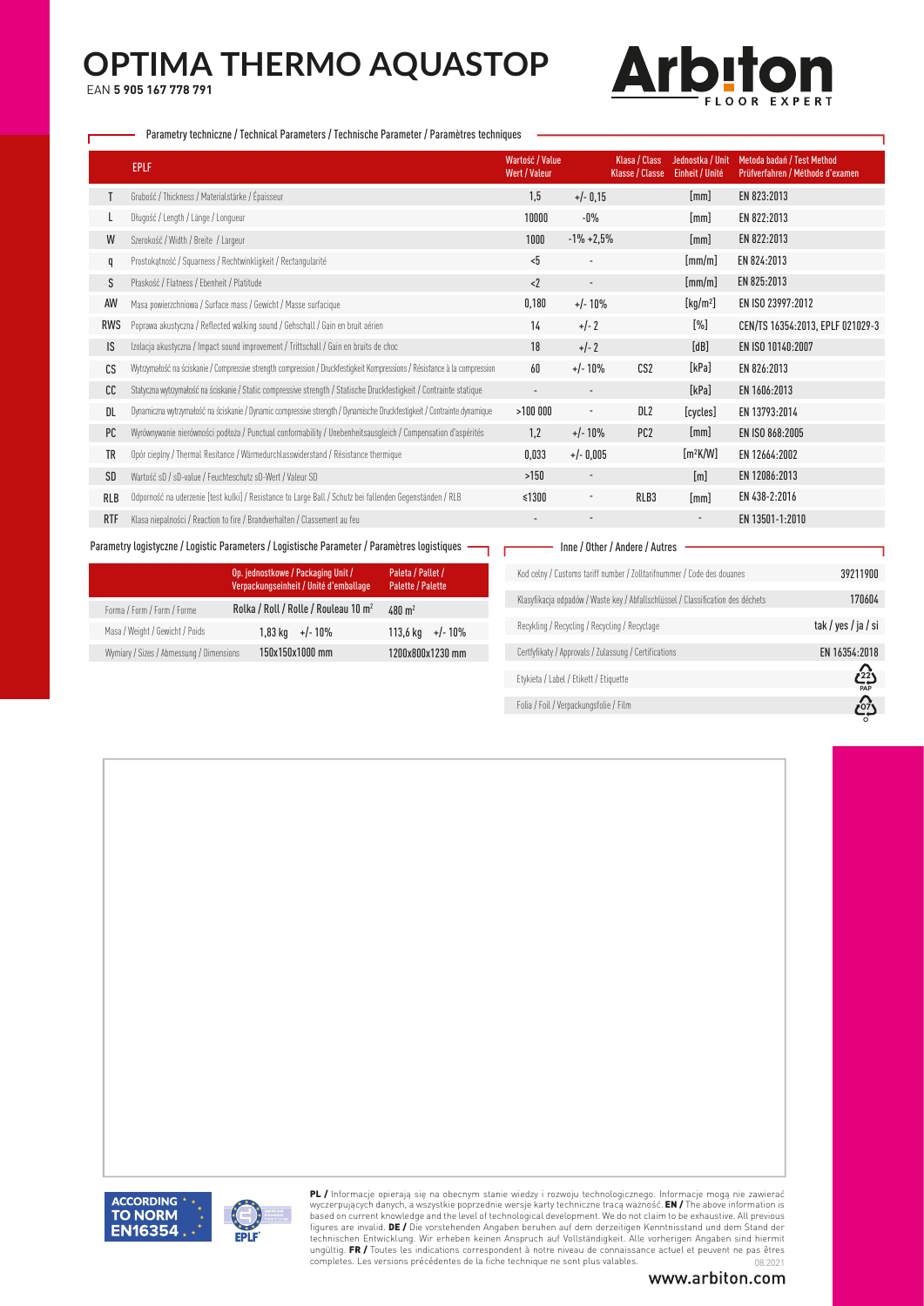# OPTIMA THERMO AQUASTOP

EAN **5 905 167 778 791**

Arbiton FLOOR EXPERT

Parametry techniczne / Technical Parameters / Technische Parameter / Paramètres techniques

| | EPLF | Wartość / Value Wert / Valeur | | Klasa / Class Klasse / Classe | Jednostka / Unit Einheit / Unité | Metoda badań / Test Method Prüfverfahren / Méthode d'examen |
|---|---|---|---|---|---|---|
| T | Grubość / Thickness / Materialstärke / Épaisseur | 1,5 | +/- 0,15 | | [mm] | EN 823:2013 |
| L | Długość / Length / Länge / Longueur | 10000 | -0% | | [mm] | EN 822:2013 |
| W | Szerokość / Width / Breite / Largeur | 1000 | -1% +2,5% | | [mm] | EN 822:2013 |
| q | Prostokątność / Squarness / Rechtwinkligkeit / Rectangularité | <5 | - | | [mm/m] | EN 824:2013 |
| S | Płaskość / Flatness / Ebenheit / Platitude | <2 | - | | [mm/m] | EN 825:2013 |
| AW | Masa powierzchniowa / Surface mass / Gewicht / Masse surfacique | 0,180 | +/- 10% | | [kg/m²] | EN ISO 23997:2012 |
| RWS | Poprawa akustyczna / Reflected walking sound / Gehschall / Gain en bruit aérien | 14 | +/- 2 | | [%] | CEN/TS 16354:2013, EPLF 021029-3 |
| IS | Izolacja akustyczna / Impact sound improvement / Trittschall / Gain en bruits de choc | 18 | +/- 2 | | [dB] | EN ISO 10140:2007 |
| CS | Wytrzymałość na ściskanie / Compressive strength compression / Druckfestigkeit Kompressions / Résistance à la compression | 60 | +/- 10% | CS2 | [kPa] | EN 826:2013 |
| CC | Statyczna wytrzymałość na ściskanie / Static compressive strength / Statische Druckfestigkeit / Contrainte statique | - | - | | [kPa] | EN 1606:2013 |
| DL | Dynamiczna wytrzymałość na ściskanie / Dynamic compressive strength / Dynamische Druckfestigkeit / Contrainte dynamique | >100 000 | - | DL2 | [cycles] | EN 13793:2014 |
| PC | Wyrównywanie nierówności podłoża / Punctual conformability / Unebenheitsausgleich / Compensation d'aspérités | 1,2 | +/- 10% | PC2 | [mm] | EN ISO 868:2005 |
| TR | Opór cieplny / Thermal Resitance / Wärmedurchlasswiderstand / Résistance thermique | 0,033 | +/- 0,005 | | [m²K/W] | EN 12664:2002 |
| SD | Wartość sD / sD-value / Feuchteschutz sD-Wert / Valeur SD | >150 | - | | [m] | EN 12086:2013 |
| RLB | Odporność na uderzenie [test kulki] / Resistance to Large Ball / Schutz bei fallenden Gegenständen / RLB | ≤1300 | - | RLB3 | [mm] | EN 438-2:2016 |
| RTF | Klasa niepalności / Reaction to fire / Brandverhalten / Classement au feu | - | - | | - | EN 13501-1:2010 |

Parametry logistyczne / Logistic Parameters / Logistische Parameter / Paramètres logistiques

| | Op. jednostkowe / Packaging Unit / Verpackungseinheit / Unité d'emballage | Paleta / Pallet / Palette / Palette |
|---|---|---|
| Forma / Form / Form / Forme | Rolka / Roll / Rolle / Rouleau 10 m² | 480 m² |
| Masa / Weight / Gewicht / Poids | 1,83 kg +/- 10% | 113,6 kg +/- 10% |
| Wymiary / Sizes / Abmessung / Dimensions | 150x150x1000 mm | 1200x800x1230 mm |

Inne / Other / Andere / Autres

| | |
|---|---|
| Kod celny / Customs tariff number / Zolltarifnummer / Code des douanes | 39211900 |
| Klasyfikacja odpadów / Waste key / Abfallschlüssel / Classification des déchets | 170604 |
| Recykling / Recycling / Recycling / Recyclage | tak / yes / ja / si |
| Certyfikaty / Approvals / Zulassung / Certifications | EN 16354:2018 |
| Etykieta / Label / Etikett / Etiquette | 22 PAP |
| Folia / Foil / Verpackungsfolie / Film | 07 O |

ACCORDING TO NORM EN16354

EPLF

**PL /** Informacje opierają się na obecnym stanie wiedzy i rozwoju technologicznego. Informacje mogą nie zawierać wyczerpujących danych, a wszystkie poprzednie wersje karty technicznej tracą ważność. **EN /** The above information is based on current knowledge and the level of technological development. We do not claim to be exhaustive. All previous figures are invalid. **DE /** Die vorstehenden Angaben beruhen auf dem derzeitigen Kenntnisstand und dem Stand der technischen Entwicklung. Wir erheben keinen Anspruch auf Vollständigkeit. Alle vorherigen Angaben sind hiermit ungültig. **FR /** Toutes les indications correspondent à notre niveau de connaissance actuel et peuvent ne pas êtres completes. Les versions précédentes de la fiche technique ne sont plus valables. 08.2021

www.arbiton.com